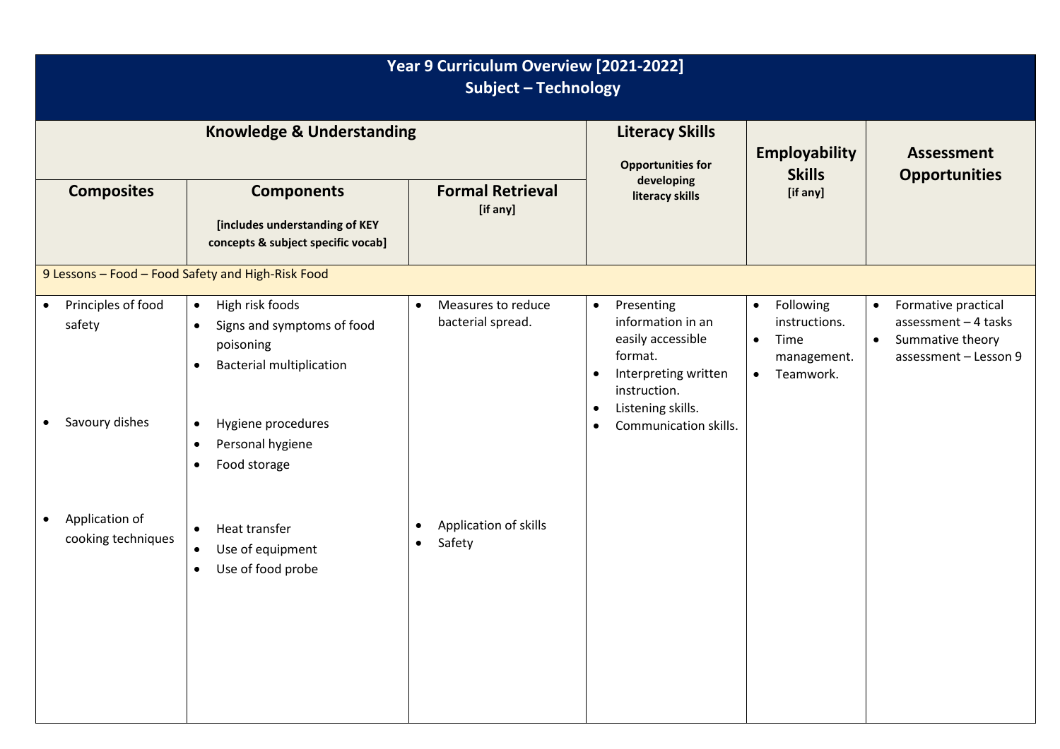# Year 9 Curriculum Overview [2021-2022]
## Subject – Technology

| Knowledge & Understanding | | | Literacy Skills<br>Opportunities for developing literacy skills | Employability Skills<br>[if any] | Assessment Opportunities |
|---|---|---|---|---|---|
| **Composites** | **Components**<br>[includes understanding of KEY concepts & subject specific vocab] | **Formal Retrieval**<br>[if any] | | | |
| 9 Lessons – Food – Food Safety and High-Risk Food | | | | | |
| • Principles of food safety<br><br>• Savoury dishes<br><br>• Application of cooking techniques | • High risk foods<br>• Signs and symptoms of food poisoning<br>• Bacterial multiplication<br><br>• Hygiene procedures<br>• Personal hygiene<br>• Food storage<br><br>• Heat transfer<br>• Use of equipment<br>• Use of food probe | • Measures to reduce bacterial spread.<br><br>• Application of skills<br>• Safety | • Presenting information in an easily accessible format.<br>• Interpreting written instruction.<br>• Listening skills.<br>• Communication skills. | • Following instructions.<br>• Time management.<br>• Teamwork. | • Formative practical assessment – 4 tasks<br>• Summative theory assessment – Lesson 9 |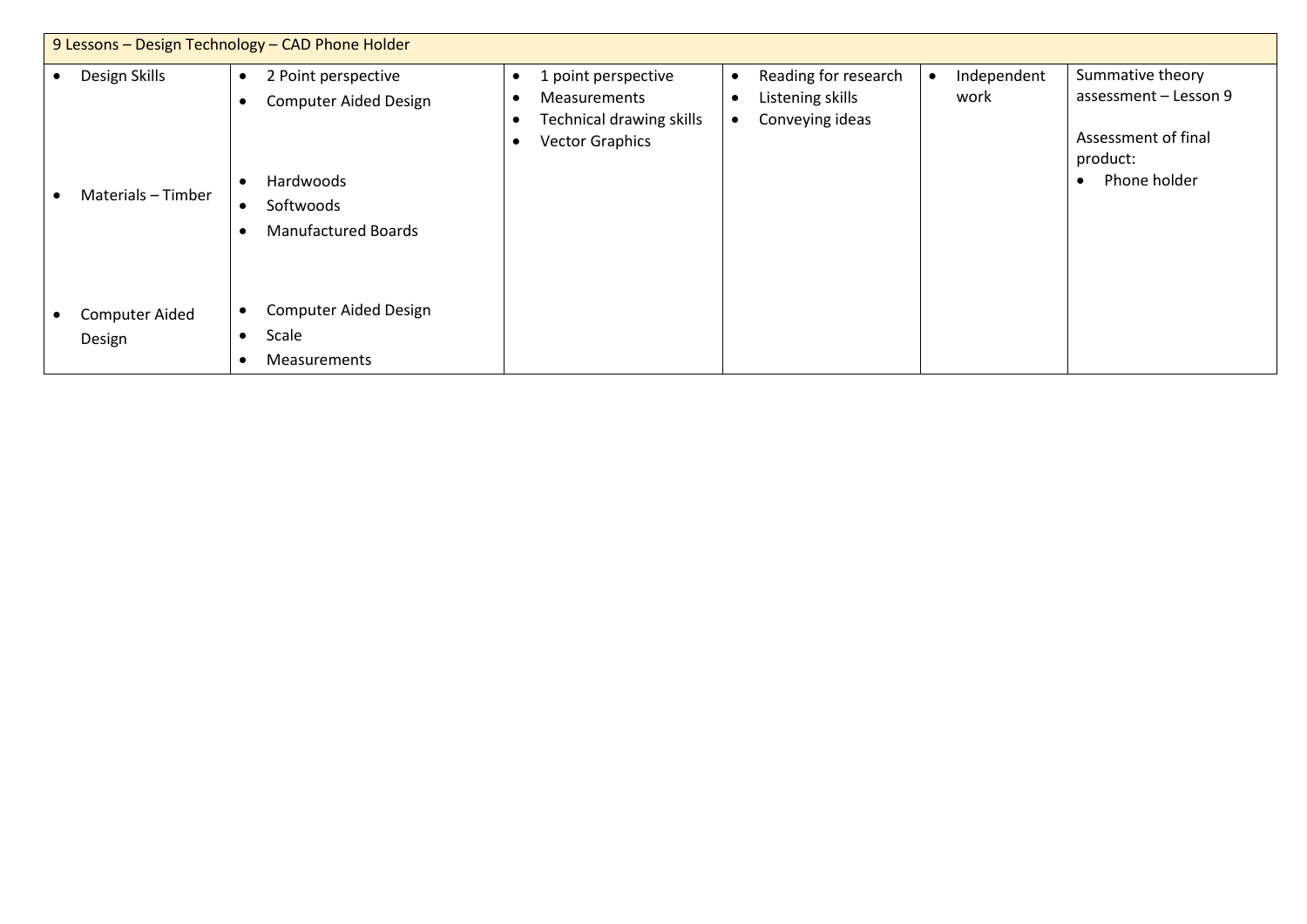| 9 Lessons – Design Technology – CAD Phone Holder | | | | | |
|---|---|---|---|---|---|
| • Design Skills | • 2 Point perspective<br>• Computer Aided Design | • 1 point perspective<br>• Measurements<br>• Technical drawing skills<br>• Vector Graphics | • Reading for research<br>• Listening skills<br>• Conveying ideas | • Independent work | Summative theory assessment – Lesson 9<br><br>Assessment of final product:<br>• Phone holder |
| • Materials – Timber | • Hardwoods<br>• Softwoods<br>• Manufactured Boards | | | | |
| • Computer Aided Design | • Computer Aided Design<br>• Scale<br>• Measurements | | | | |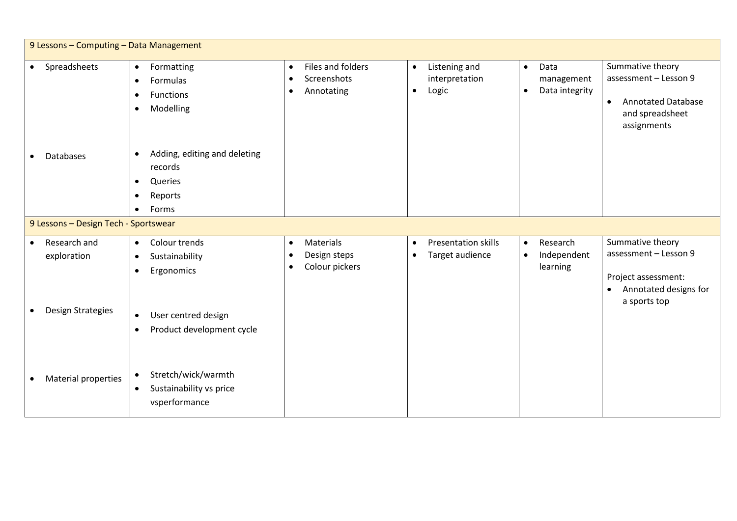| | | | | | |
|---|---|---|---|---|---|
| 9 Lessons – Computing – Data Management | | | | | |
| • Spreadsheets<br><br>• Databases | • Formatting<br>• Formulas<br>• Functions<br>• Modelling<br><br>• Adding, editing and deleting records<br>• Queries<br>• Reports<br>• Forms | • Files and folders<br>• Screenshots<br>• Annotating | • Listening and interpretation<br>• Logic | • Data management<br>• Data integrity | Summative theory assessment – Lesson 9<br><br>• Annotated Database and spreadsheet assignments |
| 9 Lessons – Design Tech - Sportswear | | | | | |
| • Research and exploration<br><br>• Design Strategies<br><br>• Material properties | • Colour trends<br>• Sustainability<br>• Ergonomics<br><br>• User centred design<br>• Product development cycle<br><br>• Stretch/wick/warmth<br>• Sustainability vs price vsperformance | • Materials<br>• Design steps<br>• Colour pickers | • Presentation skills<br>• Target audience | • Research<br>• Independent learning | Summative theory assessment – Lesson 9<br><br>Project assessment:<br>• Annotated designs for a sports top |